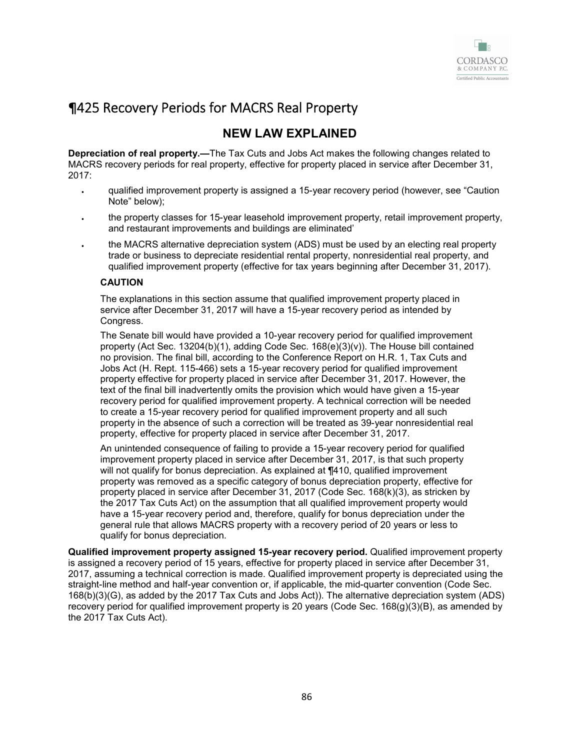# ¶425 Recovery Periods for MACRS Real Property

## NEW LAW EXPLAINED

**Depreciation of real property.—**The Tax Cuts and Jobs Act makes the following changes related to MACRS recovery periods for real property, effective for property placed in service after December 31, 2017:

- qualified improvement property is assigned a 15-year recovery period (however, see "Caution Note" below);
- the property classes for 15-year leasehold improvement property, retail improvement property, and restaurant improvements and buildings are eliminated'
- the MACRS alternative depreciation system (ADS) must be used by an electing real property trade or business to depreciate residential rental property, nonresidential real property, and qualified improvement property (effective for tax years beginning after December 31, 2017).

> **CAUTION**
>
> The explanations in this section assume that qualified improvement property placed in service after December 31, 2017 will have a 15-year recovery period as intended by Congress.
>
> The Senate bill would have provided a 10-year recovery period for qualified improvement property (Act Sec. 13204(b)(1), adding Code Sec. 168(e)(3)(v)). The House bill contained no provision. The final bill, according to the Conference Report on H.R. 1, Tax Cuts and Jobs Act (H. Rept. 115-466) sets a 15-year recovery period for qualified improvement property effective for property placed in service after December 31, 2017. However, the text of the final bill inadvertently omits the provision which would have given a 15-year recovery period for qualified improvement property. A technical correction will be needed to create a 15-year recovery period for qualified improvement property and all such property in the absence of such a correction will be treated as 39-year nonresidential real property, effective for property placed in service after December 31, 2017.
>
> An unintended consequence of failing to provide a 15-year recovery period for qualified improvement property placed in service after December 31, 2017, is that such property will not qualify for bonus depreciation. As explained at ¶410, qualified improvement property was removed as a specific category of bonus depreciation property, effective for property placed in service after December 31, 2017 (Code Sec. 168(k)(3), as stricken by the 2017 Tax Cuts Act) on the assumption that all qualified improvement property would have a 15-year recovery period and, therefore, qualify for bonus depreciation under the general rule that allows MACRS property with a recovery period of 20 years or less to qualify for bonus depreciation.

**Qualified improvement property assigned 15-year recovery period.** Qualified improvement property is assigned a recovery period of 15 years, effective for property placed in service after December 31, 2017, assuming a technical correction is made. Qualified improvement property is depreciated using the straight-line method and half-year convention or, if applicable, the mid-quarter convention (Code Sec. 168(b)(3)(G), as added by the 2017 Tax Cuts and Jobs Act)). The alternative depreciation system (ADS) recovery period for qualified improvement property is 20 years (Code Sec. 168(g)(3)(B), as amended by the 2017 Tax Cuts Act).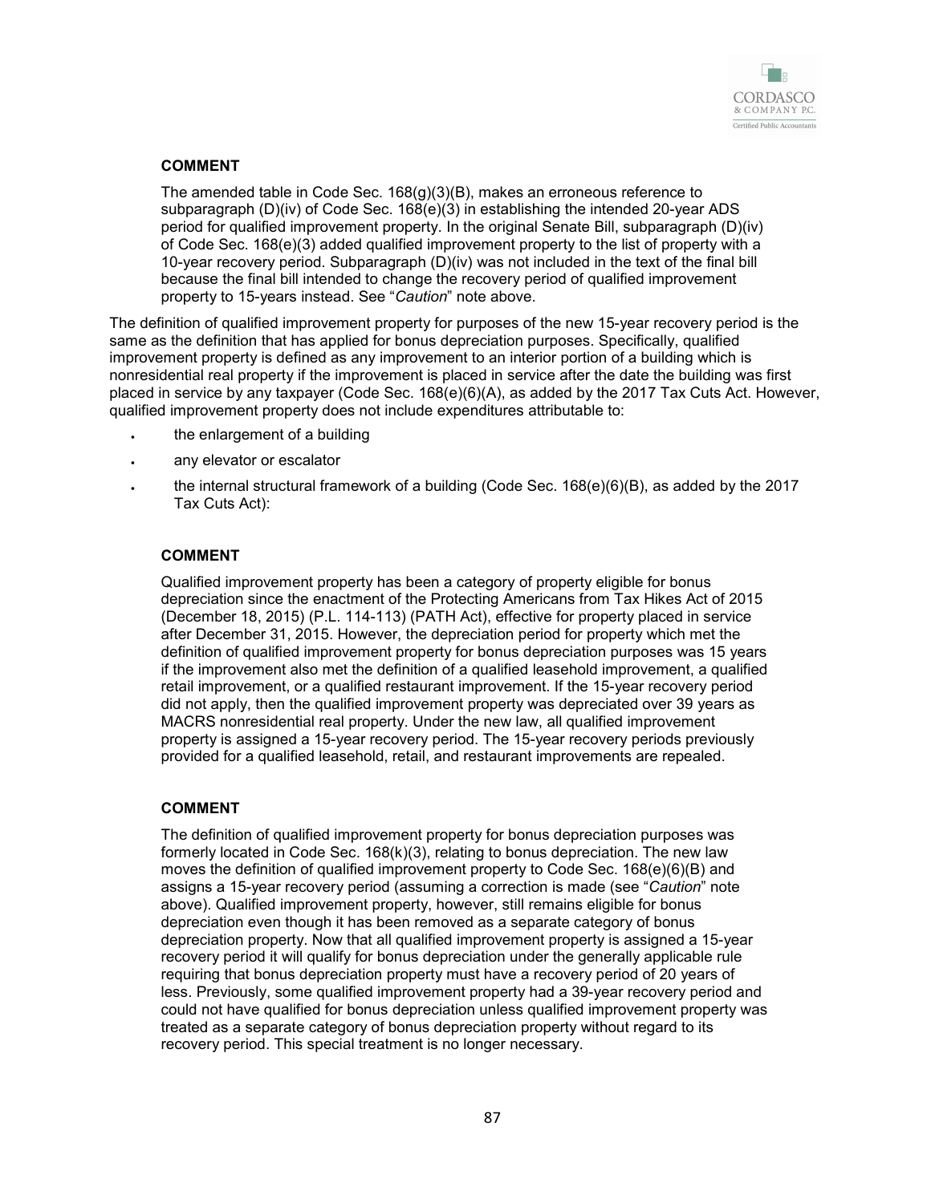**COMMENT**

The amended table in Code Sec. 168(g)(3)(B), makes an erroneous reference to subparagraph (D)(iv) of Code Sec. 168(e)(3) in establishing the intended 20-year ADS period for qualified improvement property. In the original Senate Bill, subparagraph (D)(iv) of Code Sec. 168(e)(3) added qualified improvement property to the list of property with a 10-year recovery period. Subparagraph (D)(iv) was not included in the text of the final bill because the final bill intended to change the recovery period of qualified improvement property to 15-years instead. See "*Caution*" note above.

The definition of qualified improvement property for purposes of the new 15-year recovery period is the same as the definition that has applied for bonus depreciation purposes. Specifically, qualified improvement property is defined as any improvement to an interior portion of a building which is nonresidential real property if the improvement is placed in service after the date the building was first placed in service by any taxpayer (Code Sec. 168(e)(6)(A), as added by the 2017 Tax Cuts Act. However, qualified improvement property does not include expenditures attributable to:

- the enlargement of a building
- any elevator or escalator
- the internal structural framework of a building (Code Sec. 168(e)(6)(B), as added by the 2017 Tax Cuts Act):

**COMMENT**

Qualified improvement property has been a category of property eligible for bonus depreciation since the enactment of the Protecting Americans from Tax Hikes Act of 2015 (December 18, 2015) (P.L. 114-113) (PATH Act), effective for property placed in service after December 31, 2015. However, the depreciation period for property which met the definition of qualified improvement property for bonus depreciation purposes was 15 years if the improvement also met the definition of a qualified leasehold improvement, a qualified retail improvement, or a qualified restaurant improvement. If the 15-year recovery period did not apply, then the qualified improvement property was depreciated over 39 years as MACRS nonresidential real property. Under the new law, all qualified improvement property is assigned a 15-year recovery period. The 15-year recovery periods previously provided for a qualified leasehold, retail, and restaurant improvements are repealed.

**COMMENT**

The definition of qualified improvement property for bonus depreciation purposes was formerly located in Code Sec. 168(k)(3), relating to bonus depreciation. The new law moves the definition of qualified improvement property to Code Sec. 168(e)(6)(B) and assigns a 15-year recovery period (assuming a correction is made (see "*Caution*" note above). Qualified improvement property, however, still remains eligible for bonus depreciation even though it has been removed as a separate category of bonus depreciation property. Now that all qualified improvement property is assigned a 15-year recovery period it will qualify for bonus depreciation under the generally applicable rule requiring that bonus depreciation property must have a recovery period of 20 years of less. Previously, some qualified improvement property had a 39-year recovery period and could not have qualified for bonus depreciation unless qualified improvement property was treated as a separate category of bonus depreciation property without regard to its recovery period. This special treatment is no longer necessary.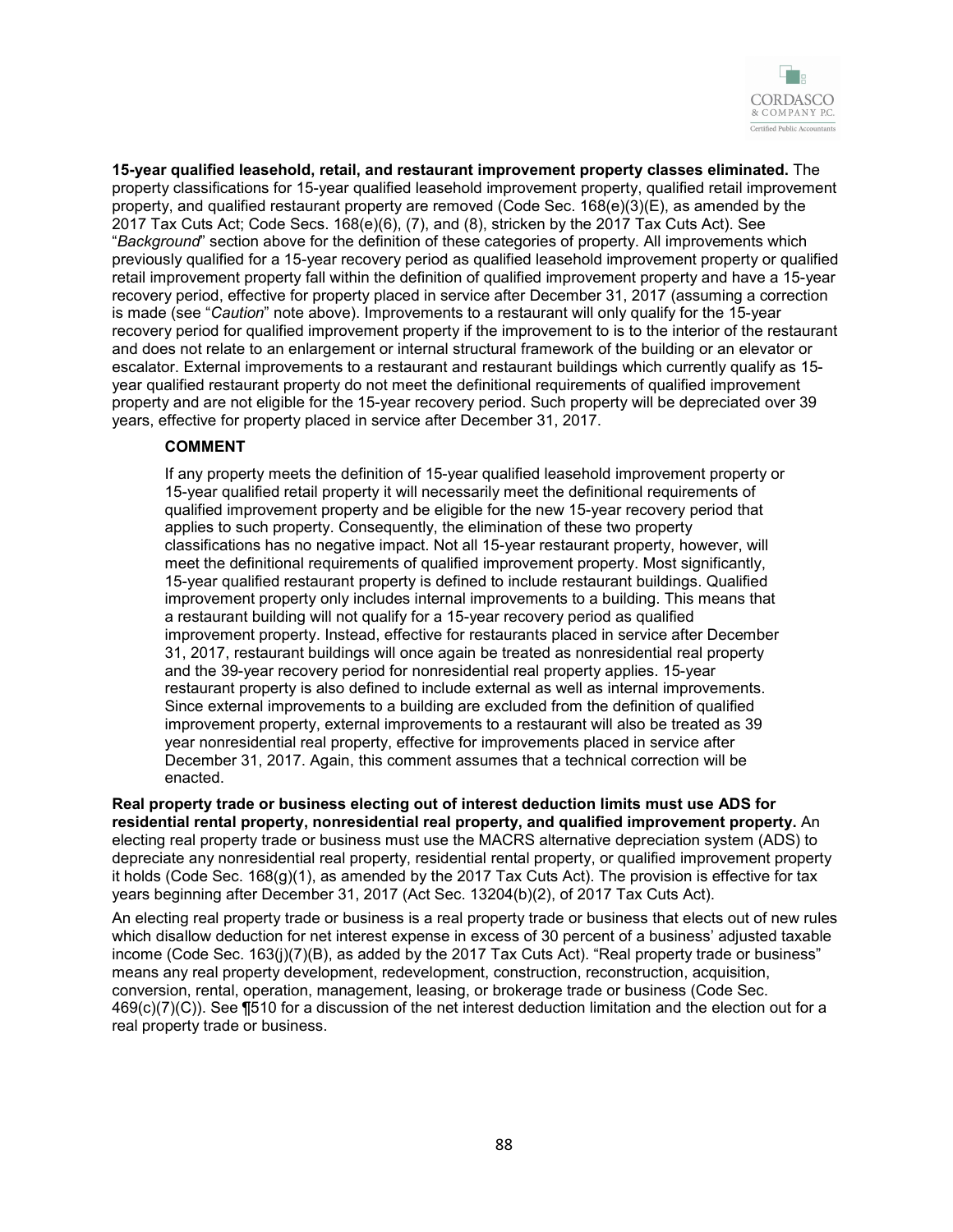**15-year qualified leasehold, retail, and restaurant improvement property classes eliminated.** The property classifications for 15-year qualified leasehold improvement property, qualified retail improvement property, and qualified restaurant property are removed (Code Sec. 168(e)(3)(E), as amended by the 2017 Tax Cuts Act; Code Secs. 168(e)(6), (7), and (8), stricken by the 2017 Tax Cuts Act). See "*Background*" section above for the definition of these categories of property. All improvements which previously qualified for a 15-year recovery period as qualified leasehold improvement property or qualified retail improvement property fall within the definition of qualified improvement property and have a 15-year recovery period, effective for property placed in service after December 31, 2017 (assuming a correction is made (see "*Caution*" note above). Improvements to a restaurant will only qualify for the 15-year recovery period for qualified improvement property if the improvement to is to the interior of the restaurant and does not relate to an enlargement or internal structural framework of the building or an elevator or escalator. External improvements to a restaurant and restaurant buildings which currently qualify as 15-year qualified restaurant property do not meet the definitional requirements of qualified improvement property and are not eligible for the 15-year recovery period. Such property will be depreciated over 39 years, effective for property placed in service after December 31, 2017.

**COMMENT**

If any property meets the definition of 15-year qualified leasehold improvement property or 15-year qualified retail property it will necessarily meet the definitional requirements of qualified improvement property and be eligible for the new 15-year recovery period that applies to such property. Consequently, the elimination of these two property classifications has no negative impact. Not all 15-year restaurant property, however, will meet the definitional requirements of qualified improvement property. Most significantly, 15-year qualified restaurant property is defined to include restaurant buildings. Qualified improvement property only includes internal improvements to a building. This means that a restaurant building will not qualify for a 15-year recovery period as qualified improvement property. Instead, effective for restaurants placed in service after December 31, 2017, restaurant buildings will once again be treated as nonresidential real property and the 39-year recovery period for nonresidential real property applies. 15-year restaurant property is also defined to include external as well as internal improvements. Since external improvements to a building are excluded from the definition of qualified improvement property, external improvements to a restaurant will also be treated as 39 year nonresidential real property, effective for improvements placed in service after December 31, 2017. Again, this comment assumes that a technical correction will be enacted.

**Real property trade or business electing out of interest deduction limits must use ADS for residential rental property, nonresidential real property, and qualified improvement property.** An electing real property trade or business must use the MACRS alternative depreciation system (ADS) to depreciate any nonresidential real property, residential rental property, or qualified improvement property it holds (Code Sec. 168(g)(1), as amended by the 2017 Tax Cuts Act). The provision is effective for tax years beginning after December 31, 2017 (Act Sec. 13204(b)(2), of 2017 Tax Cuts Act).

An electing real property trade or business is a real property trade or business that elects out of new rules which disallow deduction for net interest expense in excess of 30 percent of a business' adjusted taxable income (Code Sec. 163(j)(7)(B), as added by the 2017 Tax Cuts Act). "Real property trade or business" means any real property development, redevelopment, construction, reconstruction, acquisition, conversion, rental, operation, management, leasing, or brokerage trade or business (Code Sec. 469(c)(7)(C)). See ¶510 for a discussion of the net interest deduction limitation and the election out for a real property trade or business.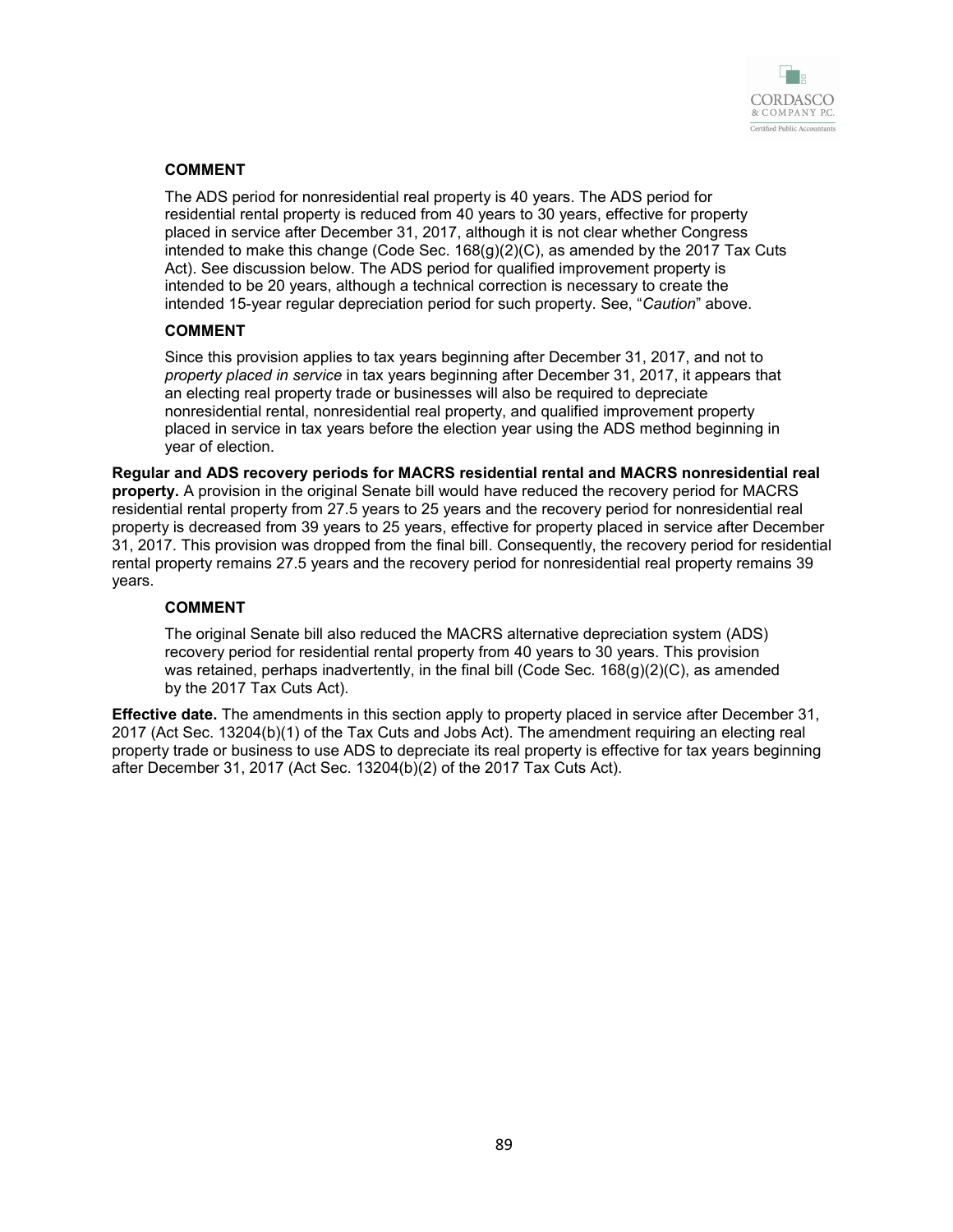**COMMENT**

The ADS period for nonresidential real property is 40 years. The ADS period for residential rental property is reduced from 40 years to 30 years, effective for property placed in service after December 31, 2017, although it is not clear whether Congress intended to make this change (Code Sec. 168(g)(2)(C), as amended by the 2017 Tax Cuts Act). See discussion below. The ADS period for qualified improvement property is intended to be 20 years, although a technical correction is necessary to create the intended 15-year regular depreciation period for such property. See, "*Caution*" above.

**COMMENT**

Since this provision applies to tax years beginning after December 31, 2017, and not to *property placed in service* in tax years beginning after December 31, 2017, it appears that an electing real property trade or businesses will also be required to depreciate nonresidential rental, nonresidential real property, and qualified improvement property placed in service in tax years before the election year using the ADS method beginning in year of election.

**Regular and ADS recovery periods for MACRS residential rental and MACRS nonresidential real property.** A provision in the original Senate bill would have reduced the recovery period for MACRS residential rental property from 27.5 years to 25 years and the recovery period for nonresidential real property is decreased from 39 years to 25 years, effective for property placed in service after December 31, 2017. This provision was dropped from the final bill. Consequently, the recovery period for residential rental property remains 27.5 years and the recovery period for nonresidential real property remains 39 years.

**COMMENT**

The original Senate bill also reduced the MACRS alternative depreciation system (ADS) recovery period for residential rental property from 40 years to 30 years. This provision was retained, perhaps inadvertently, in the final bill (Code Sec. 168(g)(2)(C), as amended by the 2017 Tax Cuts Act).

**Effective date.** The amendments in this section apply to property placed in service after December 31, 2017 (Act Sec. 13204(b)(1) of the Tax Cuts and Jobs Act). The amendment requiring an electing real property trade or business to use ADS to depreciate its real property is effective for tax years beginning after December 31, 2017 (Act Sec. 13204(b)(2) of the 2017 Tax Cuts Act).